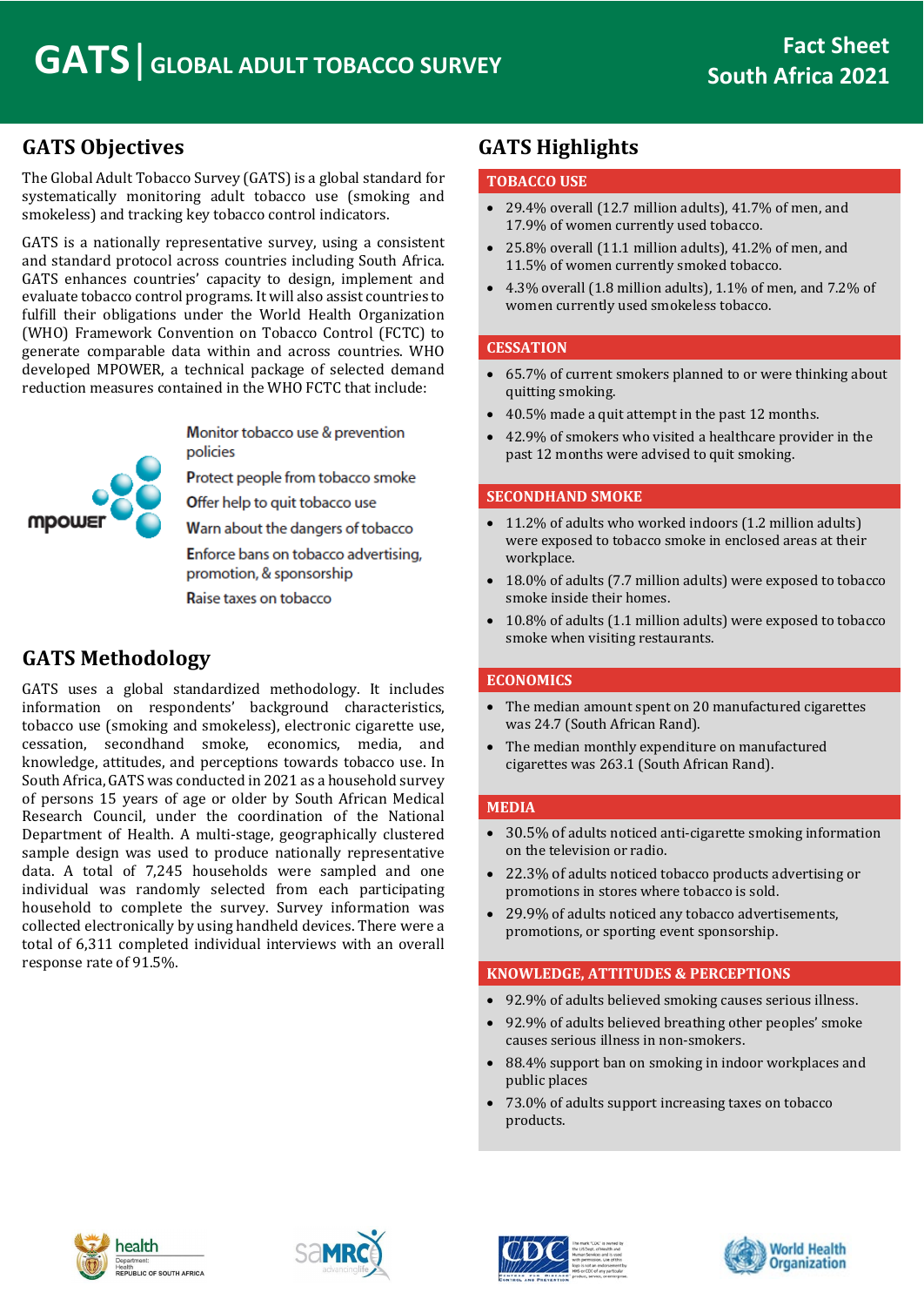# GATS | GLOBAL ADULT TOBACCO SURVEY

**Fact Sheet**
**South Africa 2021**

## GATS Objectives

The Global Adult Tobacco Survey (GATS) is a global standard for systematically monitoring adult tobacco use (smoking and smokeless) and tracking key tobacco control indicators.

GATS is a nationally representative survey, using a consistent and standard protocol across countries including South Africa. GATS enhances countries' capacity to design, implement and evaluate tobacco control programs. It will also assist countries to fulfill their obligations under the World Health Organization (WHO) Framework Convention on Tobacco Control (FCTC) to generate comparable data within and across countries. WHO developed MPOWER, a technical package of selected demand reduction measures contained in the WHO FCTC that include:

mpower

- Monitor tobacco use & prevention policies
- Protect people from tobacco smoke
- Offer help to quit tobacco use
- Warn about the dangers of tobacco
- Enforce bans on tobacco advertising, promotion, & sponsorship
- Raise taxes on tobacco

## GATS Methodology

GATS uses a global standardized methodology. It includes information on respondents' background characteristics, tobacco use (smoking and smokeless), electronic cigarette use, cessation, secondhand smoke, economics, media, and knowledge, attitudes, and perceptions towards tobacco use. In South Africa, GATS was conducted in 2021 as a household survey of persons 15 years of age or older by South African Medical Research Council, under the coordination of the National Department of Health. A multi-stage, geographically clustered sample design was used to produce nationally representative data. A total of 7,245 households were sampled and one individual was randomly selected from each participating household to complete the survey. Survey information was collected electronically by using handheld devices. There were a total of 6,311 completed individual interviews with an overall response rate of 91.5%.

## GATS Highlights

### TOBACCO USE

- 29.4% overall (12.7 million adults), 41.7% of men, and 17.9% of women currently used tobacco.
- 25.8% overall (11.1 million adults), 41.2% of men, and 11.5% of women currently smoked tobacco.
- 4.3% overall (1.8 million adults), 1.1% of men, and 7.2% of women currently used smokeless tobacco.

### CESSATION

- 65.7% of current smokers planned to or were thinking about quitting smoking.
- 40.5% made a quit attempt in the past 12 months.
- 42.9% of smokers who visited a healthcare provider in the past 12 months were advised to quit smoking.

### SECONDHAND SMOKE

- 11.2% of adults who worked indoors (1.2 million adults) were exposed to tobacco smoke in enclosed areas at their workplace.
- 18.0% of adults (7.7 million adults) were exposed to tobacco smoke inside their homes.
- 10.8% of adults (1.1 million adults) were exposed to tobacco smoke when visiting restaurants.

### ECONOMICS

- The median amount spent on 20 manufactured cigarettes was 24.7 (South African Rand).
- The median monthly expenditure on manufactured cigarettes was 263.1 (South African Rand).

### MEDIA

- 30.5% of adults noticed anti-cigarette smoking information on the television or radio.
- 22.3% of adults noticed tobacco products advertising or promotions in stores where tobacco is sold.
- 29.9% of adults noticed any tobacco advertisements, promotions, or sporting event sponsorship.

### KNOWLEDGE, ATTITUDES & PERCEPTIONS

- 92.9% of adults believed smoking causes serious illness.
- 92.9% of adults believed breathing other peoples' smoke causes serious illness in non-smokers.
- 88.4% support ban on smoking in indoor workplaces and public places
- 73.0% of adults support increasing taxes on tobacco products.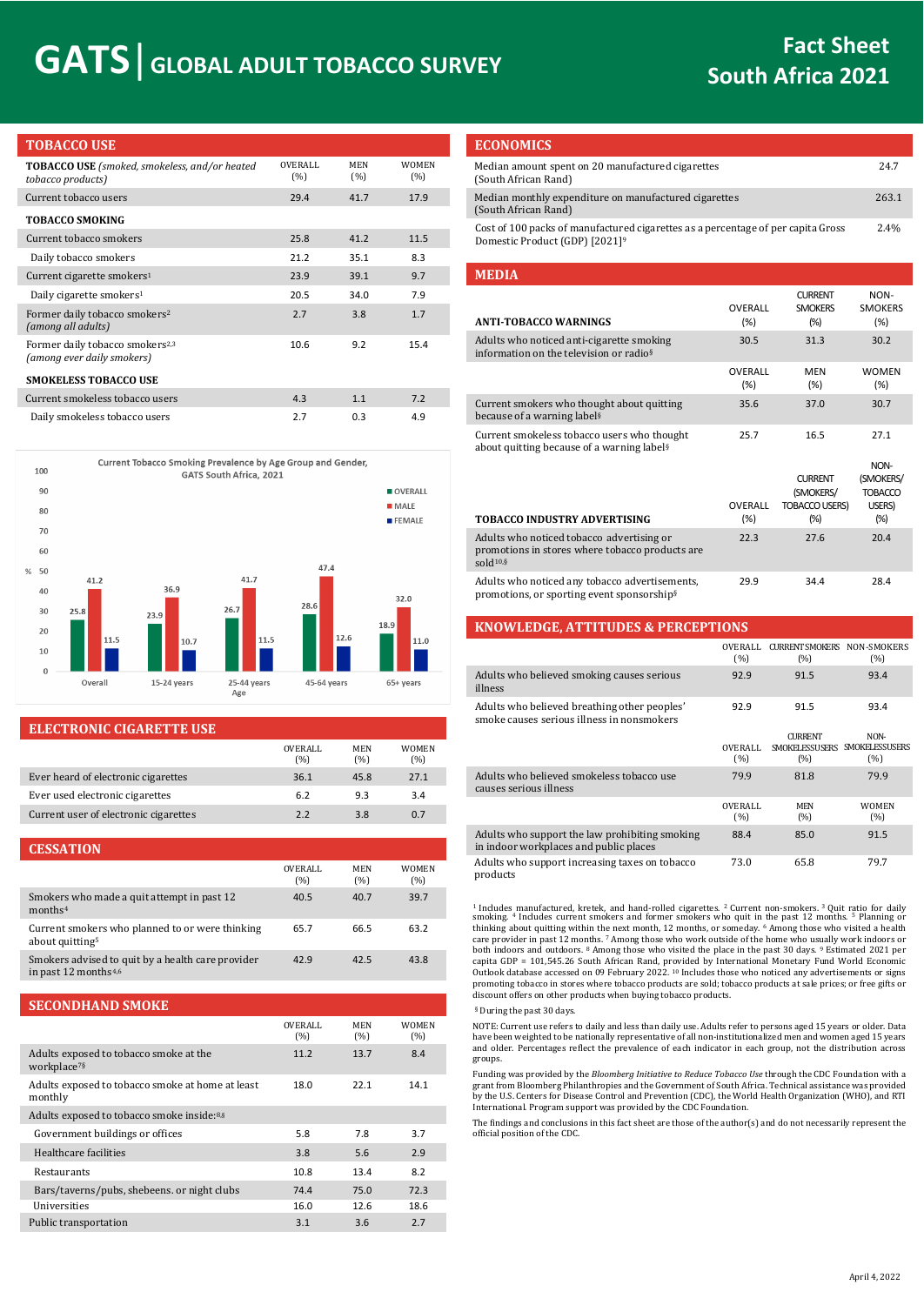# GATS | GLOBAL ADULT TOBACCO SURVEY

**Fact Sheet South Africa 2021**

## TOBACCO USE

| **TOBACCO USE** *(smoked, smokeless, and/or heated tobacco products)* | OVERALL (%) | MEN (%) | WOMEN (%) |
|---|---|---|---|
| Current tobacco users | 29.4 | 41.7 | 17.9 |
| **TOBACCO SMOKING** | | | |
| Current tobacco smokers | 25.8 | 41.2 | 11.5 |
| Daily tobacco smokers | 21.2 | 35.1 | 8.3 |
| Current cigarette smokers[1] | 23.9 | 39.1 | 9.7 |
| Daily cigarette smokers[1] | 20.5 | 34.0 | 7.9 |
| Former daily tobacco smokers[2] *(among all adults)* | 2.7 | 3.8 | 1.7 |
| Former daily tobacco smokers[2,3] *(among ever daily smokers)* | 10.6 | 9.2 | 15.4 |
| **SMOKELESS TOBACCO USE** | | | |
| Current smokeless tobacco users | 4.3 | 1.1 | 7.2 |
| Daily smokeless tobacco users | 2.7 | 0.3 | 4.9 |

Current Tobacco Smoking Prevalence by Age Group and Gender, GATS South Africa, 2021

OVERALL
MALE
FEMALE

%

Overall: 25.8, 41.2, 11.5
15-24 years: 23.9, 36.9, 10.7
25-44 years: 26.7, 41.7, 11.5
45-64 years: 28.6, 47.4, 12.6
65+ years: 18.9, 32.0, 11.0

Age

## ELECTRONIC CIGARETTE USE

| | OVERALL (%) | MEN (%) | WOMEN (%) |
|---|---|---|---|
| Ever heard of electronic cigarettes | 36.1 | 45.8 | 27.1 |
| Ever used electronic cigarettes | 6.2 | 9.3 | 3.4 |
| Current user of electronic cigarettes | 2.2 | 3.8 | 0.7 |

## CESSATION

| | OVERALL (%) | MEN (%) | WOMEN (%) |
|---|---|---|---|
| Smokers who made a quit attempt in past 12 months[4] | 40.5 | 40.7 | 39.7 |
| Current smokers who planned to or were thinking about quitting[5] | 65.7 | 66.5 | 63.2 |
| Smokers advised to quit by a health care provider in past 12 months[4,6] | 42.9 | 42.5 | 43.8 |

## SECONDHAND SMOKE

| | OVERALL (%) | MEN (%) | WOMEN (%) |
|---|---|---|---|
| Adults exposed to tobacco smoke at the workplace[7§] | 11.2 | 13.7 | 8.4 |
| Adults exposed to tobacco smoke at home at least monthly | 18.0 | 22.1 | 14.1 |
| Adults exposed to tobacco smoke inside:[8,§] | | | |
| Government buildings or offices | 5.8 | 7.8 | 3.7 |
| Healthcare facilities | 3.8 | 5.6 | 2.9 |
| Restaurants | 10.8 | 13.4 | 8.2 |
| Bars/taverns/pubs, shebeens. or night clubs | 74.4 | 75.0 | 72.3 |
| Universities | 16.0 | 12.6 | 18.6 |
| Public transportation | 3.1 | 3.6 | 2.7 |

## ECONOMICS

| | |
|---|---|
| Median amount spent on 20 manufactured cigarettes (South African Rand) | 24.7 |
| Median monthly expenditure on manufactured cigarettes (South African Rand) | 263.1 |
| Cost of 100 packs of manufactured cigarettes as a percentage of per capita Gross Domestic Product (GDP) [2021][9] | 2.4% |

## MEDIA

| **ANTI-TOBACCO WARNINGS** | OVERALL (%) | CURRENT SMOKERS (%) | NON-SMOKERS (%) |
|---|---|---|---|
| Adults who noticed anti-cigarette smoking information on the television or radio[§] | 30.5 | 31.3 | 30.2 |
| | **OVERALL (%)** | **MEN (%)** | **WOMEN (%)** |
| Current smokers who thought about quitting because of a warning label[§] | 35.6 | 37.0 | 30.7 |
| Current smokeless tobacco users who thought about quitting because of a warning label[§] | 25.7 | 16.5 | 27.1 |

| **TOBACCO INDUSTRY ADVERTISING** | OVERALL (%) | CURRENT (SMOKERS/ TOBACCO USERS) (%) | NON-(SMOKERS/ TOBACCO USERS) (%) |
|---|---|---|---|
| Adults who noticed tobacco advertising or promotions in stores where tobacco products are sold[10,§] | 22.3 | 27.6 | 20.4 |
| Adults who noticed any tobacco advertisements, promotions, or sporting event sponsorship[§] | 29.9 | 34.4 | 28.4 |

## KNOWLEDGE, ATTITUDES & PERCEPTIONS

| | OVERALL (%) | CURRENT SMOKERS (%) | NON-SMOKERS (%) |
|---|---|---|---|
| Adults who believed smoking causes serious illness | 92.9 | 91.5 | 93.4 |
| Adults who believed breathing other peoples' smoke causes serious illness in nonsmokers | 92.9 | 91.5 | 93.4 |
| | **OVERALL (%)** | **CURRENT SMOKELESS USERS (%)** | **NON-SMOKELESS USERS (%)** |
| Adults who believed smokeless tobacco use causes serious illness | 79.9 | 81.8 | 79.9 |
| | **OVERALL (%)** | **MEN (%)** | **WOMEN (%)** |
| Adults who support the law prohibiting smoking in indoor workplaces and public places | 88.4 | 85.0 | 91.5 |
| Adults who support increasing taxes on tobacco products | 73.0 | 65.8 | 79.7 |

[1] Includes manufactured, kretek, and hand-rolled cigarettes. [2] Current non-smokers. [3] Quit ratio for daily smoking. [4] Includes current smokers and former smokers who quit in the past 12 months. [5] Planning or thinking about quitting within the next month, 12 months, or someday. [6] Among those who visited a health care provider in past 12 months. [7] Among those who work outside of the home who usually work indoors or both indoors and outdoors. [8] Among those who visited the place in the past 30 days. [9] Estimated 2021 per capita GDP = 101,545.26 South African Rand, provided by International Monetary Fund World Economic Outlook database accessed on 09 February 2022. [10] Includes those who noticed any advertisements or signs promoting tobacco in stores where tobacco products are sold; tobacco products at sale prices; or free gifts or discount offers on other products when buying tobacco products.

[§] During the past 30 days.

NOTE: Current use refers to daily and less than daily use. Adults refer to persons aged 15 years or older. Data have been weighted to be nationally representative of all non-institutionalized men and women aged 15 years and older. Percentages reflect the prevalence of each indicator in each group, not the distribution across groups.

Funding was provided by the *Bloomberg Initiative to Reduce Tobacco Use* through the CDC Foundation with a grant from Bloomberg Philanthropies and the Government of South Africa. Technical assistance was provided by the U.S. Centers for Disease Control and Prevention (CDC), the World Health Organization (WHO), and RTI International. Program support was provided by the CDC Foundation.

The findings and conclusions in this fact sheet are those of the author(s) and do not necessarily represent the official position of the CDC.

April 4, 2022